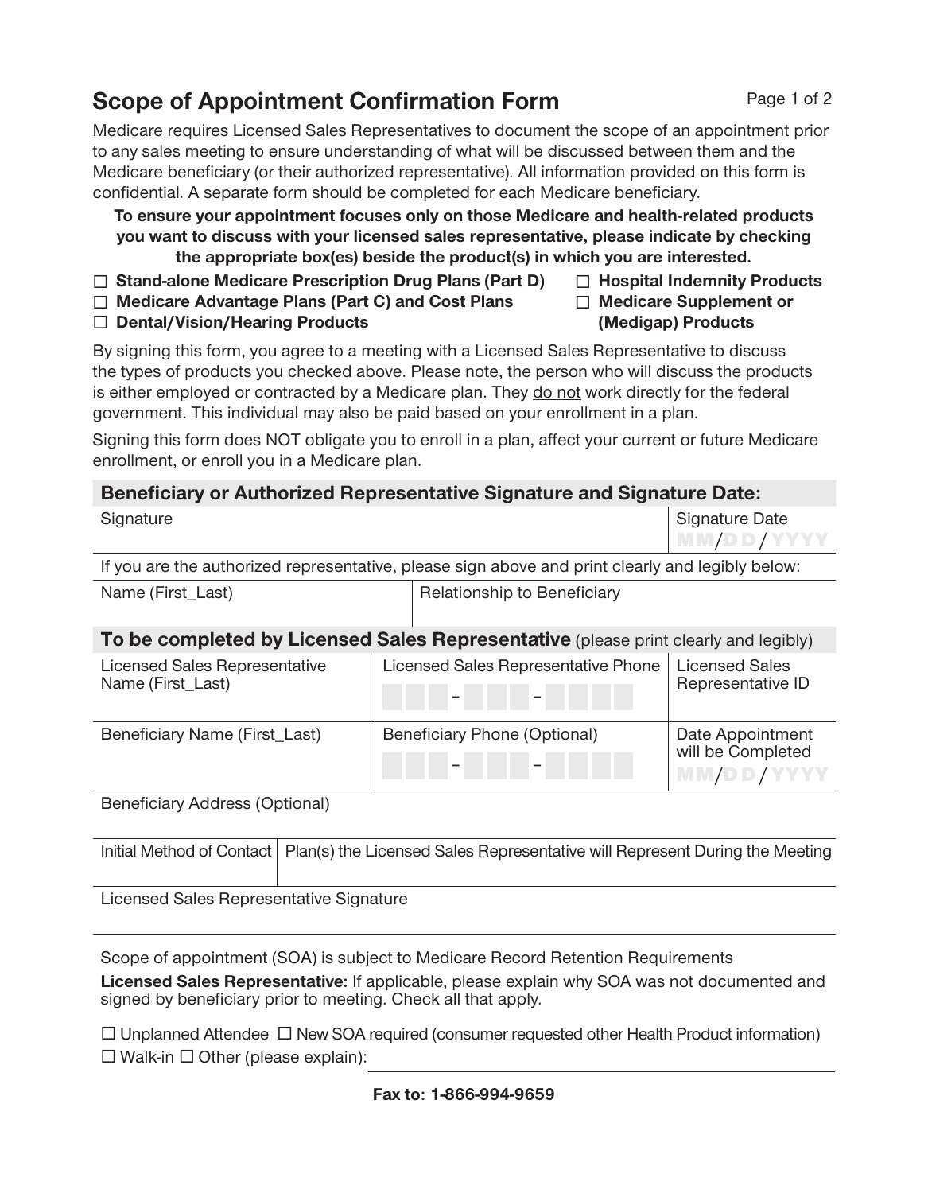# Scope of Appointment Confirmation Form

Medicare requires Licensed Sales Representatives to document the scope of an appointment prior to any sales meeting to ensure understanding of what will be discussed between them and the Medicare beneficiary (or their authorized representative). All information provided on this form is confidential. A separate form should be completed for each Medicare beneficiary.

**To ensure your appointment focuses only on those Medicare and health-related products you want to discuss with your licensed sales representative, please indicate by checking the appropriate box(es) beside the product(s) in which you are interested.**

- ☐ **Stand-alone Medicare Prescription Drug Plans (Part D)**
- ☐ **Medicare Advantage Plans (Part C) and Cost Plans**
- ☐ **Dental/Vision/Hearing Products**
- ☐ **Hospital Indemnity Products**
- ☐ **Medicare Supplement or (Medigap) Products**

By signing this form, you agree to a meeting with a Licensed Sales Representative to discuss the types of products you checked above. Please note, the person who will discuss the products is either employed or contracted by a Medicare plan. They do not work directly for the federal government. This individual may also be paid based on your enrollment in a plan.

Signing this form does NOT obligate you to enroll in a plan, affect your current or future Medicare enrollment, or enroll you in a Medicare plan.

## Beneficiary or Authorized Representative Signature and Signature Date:

| Signature | Signature Date MM/DD/YYYY |
|---|---|
| | |

If you are the authorized representative, please sign above and print clearly and legibly below:

| Name (First_Last) | Relationship to Beneficiary |
|---|---|
| | |

## To be completed by Licensed Sales Representative (please print clearly and legibly)

| Licensed Sales Representative Name (First_Last) | Licensed Sales Representative Phone | Licensed Sales Representative ID |
|---|---|---|
| | ___-___-____ | |
| **Beneficiary Name (First_Last)** | **Beneficiary Phone (Optional)** | **Date Appointment will be Completed** |
| | ___-___-____ | MM/DD/YYYY |

Beneficiary Address (Optional)

| Initial Method of Contact | Plan(s) the Licensed Sales Representative will Represent During the Meeting |
|---|---|
| | |

Licensed Sales Representative Signature

Scope of appointment (SOA) is subject to Medicare Record Retention Requirements

**Licensed Sales Representative:** If applicable, please explain why SOA was not documented and signed by beneficiary prior to meeting. Check all that apply.

☐ Unplanned Attendee ☐ New SOA required (consumer requested other Health Product information)
☐ Walk-in ☐ Other (please explain): ______________________

**Fax to: 1-866-994-9659**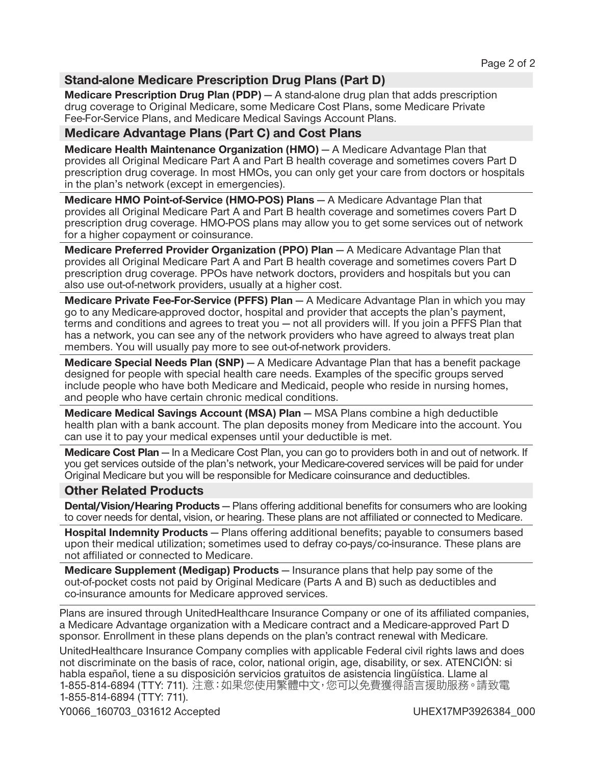## Stand-alone Medicare Prescription Drug Plans (Part D)

**Medicare Prescription Drug Plan (PDP)** — A stand-alone drug plan that adds prescription drug coverage to Original Medicare, some Medicare Cost Plans, some Medicare Private Fee-For-Service Plans, and Medicare Medical Savings Account Plans.

## Medicare Advantage Plans (Part C) and Cost Plans

**Medicare Health Maintenance Organization (HMO)** — A Medicare Advantage Plan that provides all Original Medicare Part A and Part B health coverage and sometimes covers Part D prescription drug coverage. In most HMOs, you can only get your care from doctors or hospitals in the plan's network (except in emergencies).

**Medicare HMO Point-of-Service (HMO-POS) Plans** — A Medicare Advantage Plan that provides all Original Medicare Part A and Part B health coverage and sometimes covers Part D prescription drug coverage. HMO-POS plans may allow you to get some services out of network for a higher copayment or coinsurance.

**Medicare Preferred Provider Organization (PPO) Plan** — A Medicare Advantage Plan that provides all Original Medicare Part A and Part B health coverage and sometimes covers Part D prescription drug coverage. PPOs have network doctors, providers and hospitals but you can also use out-of-network providers, usually at a higher cost.

**Medicare Private Fee-For-Service (PFFS) Plan** — A Medicare Advantage Plan in which you may go to any Medicare-approved doctor, hospital and provider that accepts the plan's payment, terms and conditions and agrees to treat you — not all providers will. If you join a PFFS Plan that has a network, you can see any of the network providers who have agreed to always treat plan members. You will usually pay more to see out-of-network providers.

**Medicare Special Needs Plan (SNP)** — A Medicare Advantage Plan that has a benefit package designed for people with special health care needs. Examples of the specific groups served include people who have both Medicare and Medicaid, people who reside in nursing homes, and people who have certain chronic medical conditions.

**Medicare Medical Savings Account (MSA) Plan** — MSA Plans combine a high deductible health plan with a bank account. The plan deposits money from Medicare into the account. You can use it to pay your medical expenses until your deductible is met.

**Medicare Cost Plan** — In a Medicare Cost Plan, you can go to providers both in and out of network. If you get services outside of the plan's network, your Medicare-covered services will be paid for under Original Medicare but you will be responsible for Medicare coinsurance and deductibles.

## Other Related Products

**Dental/Vision/Hearing Products** — Plans offering additional benefits for consumers who are looking to cover needs for dental, vision, or hearing. These plans are not affiliated or connected to Medicare.

**Hospital Indemnity Products** — Plans offering additional benefits; payable to consumers based upon their medical utilization; sometimes used to defray co-pays/co-insurance. These plans are not affiliated or connected to Medicare.

**Medicare Supplement (Medigap) Products** — Insurance plans that help pay some of the out-of-pocket costs not paid by Original Medicare (Parts A and B) such as deductibles and co-insurance amounts for Medicare approved services.

Plans are insured through UnitedHealthcare Insurance Company or one of its affiliated companies, a Medicare Advantage organization with a Medicare contract and a Medicare-approved Part D sponsor. Enrollment in these plans depends on the plan's contract renewal with Medicare.

UnitedHealthcare Insurance Company complies with applicable Federal civil rights laws and does not discriminate on the basis of race, color, national origin, age, disability, or sex. ATENCIÓN: si habla español, tiene a su disposición servicios gratuitos de asistencia lingüística. Llame al 1-855-814-6894 (TTY: 711). 注意：如果您使用繁體中文，您可以免費獲得語言援助服務。請致電 1-855-814-6894 (TTY: 711).

Y0066_160703_031612 Accepted UHEX17MP3926384_000